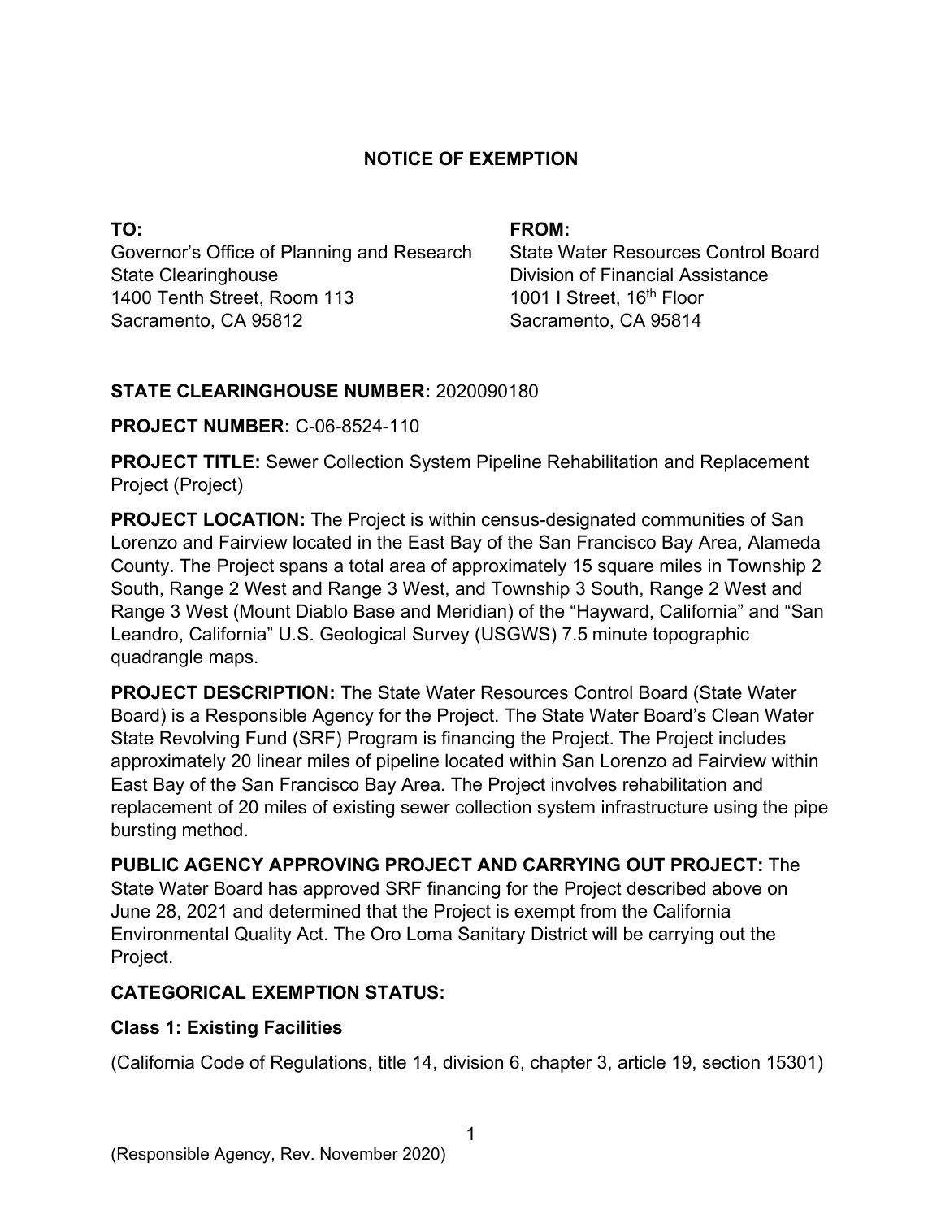# NOTICE OF EXEMPTION

**TO:**
Governor's Office of Planning and Research
State Clearinghouse
1400 Tenth Street, Room 113
Sacramento, CA 95812

**FROM:**
State Water Resources Control Board
Division of Financial Assistance
1001 I Street, 16th Floor
Sacramento, CA 95814

**STATE CLEARINGHOUSE NUMBER:** 2020090180

**PROJECT NUMBER:** C-06-8524-110

**PROJECT TITLE:** Sewer Collection System Pipeline Rehabilitation and Replacement Project (Project)

**PROJECT LOCATION:** The Project is within census-designated communities of San Lorenzo and Fairview located in the East Bay of the San Francisco Bay Area, Alameda County. The Project spans a total area of approximately 15 square miles in Township 2 South, Range 2 West and Range 3 West, and Township 3 South, Range 2 West and Range 3 West (Mount Diablo Base and Meridian) of the "Hayward, California" and "San Leandro, California" U.S. Geological Survey (USGWS) 7.5 minute topographic quadrangle maps.

**PROJECT DESCRIPTION:** The State Water Resources Control Board (State Water Board) is a Responsible Agency for the Project. The State Water Board's Clean Water State Revolving Fund (SRF) Program is financing the Project. The Project includes approximately 20 linear miles of pipeline located within San Lorenzo ad Fairview within East Bay of the San Francisco Bay Area. The Project involves rehabilitation and replacement of 20 miles of existing sewer collection system infrastructure using the pipe bursting method.

**PUBLIC AGENCY APPROVING PROJECT AND CARRYING OUT PROJECT:** The State Water Board has approved SRF financing for the Project described above on June 28, 2021 and determined that the Project is exempt from the California Environmental Quality Act. The Oro Loma Sanitary District will be carrying out the Project.

**CATEGORICAL EXEMPTION STATUS:**

**Class 1: Existing Facilities**

(California Code of Regulations, title 14, division 6, chapter 3, article 19, section 15301)

(Responsible Agency, Rev. November 2020)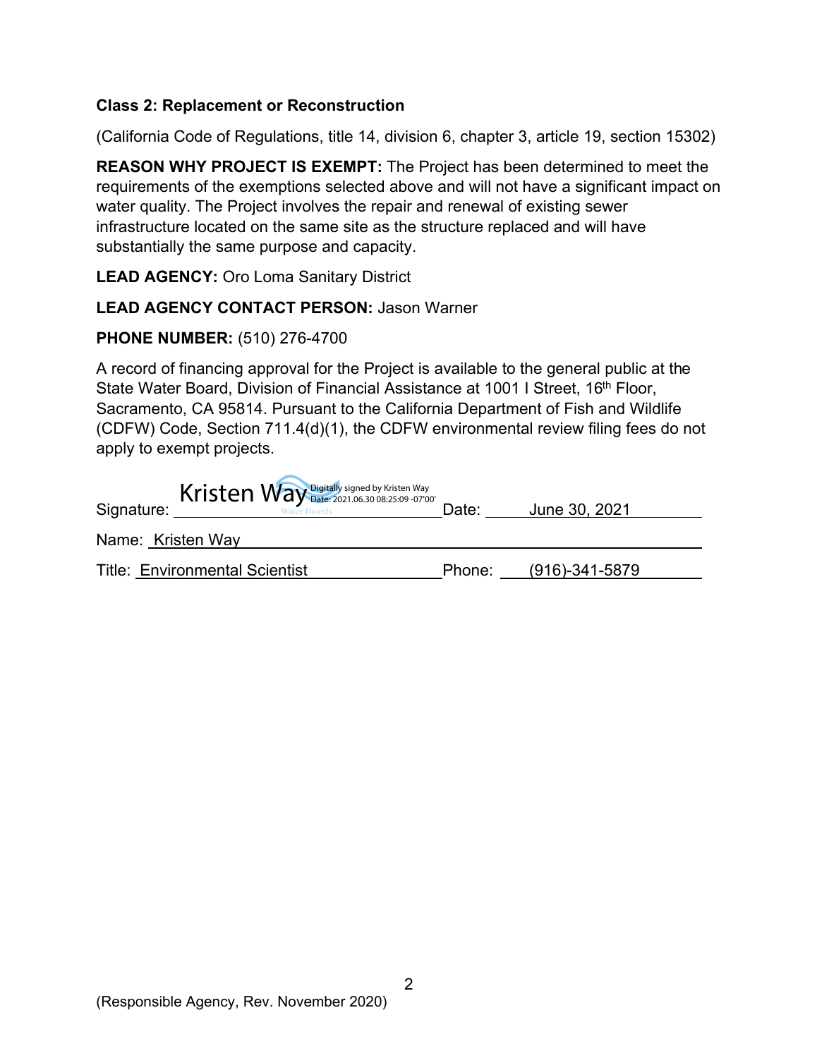**Class 2: Replacement or Reconstruction**

(California Code of Regulations, title 14, division 6, chapter 3, article 19, section 15302)

**REASON WHY PROJECT IS EXEMPT:** The Project has been determined to meet the requirements of the exemptions selected above and will not have a significant impact on water quality. The Project involves the repair and renewal of existing sewer infrastructure located on the same site as the structure replaced and will have substantially the same purpose and capacity.

**LEAD AGENCY:** Oro Loma Sanitary District

**LEAD AGENCY CONTACT PERSON:** Jason Warner

**PHONE NUMBER:** (510) 276-4700

A record of financing approval for the Project is available to the general public at the State Water Board, Division of Financial Assistance at 1001 I Street, 16th Floor, Sacramento, CA 95814. Pursuant to the California Department of Fish and Wildlife (CDFW) Code, Section 711.4(d)(1), the CDFW environmental review filing fees do not apply to exempt projects.

Signature: Kristen Way (Digitally signed by Kristen Way Date: 2021.06.30 08:25:09 -07'00') Date: June 30, 2021

Name: Kristen Way

Title: Environmental Scientist Phone: (916)-341-5879

(Responsible Agency, Rev. November 2020)